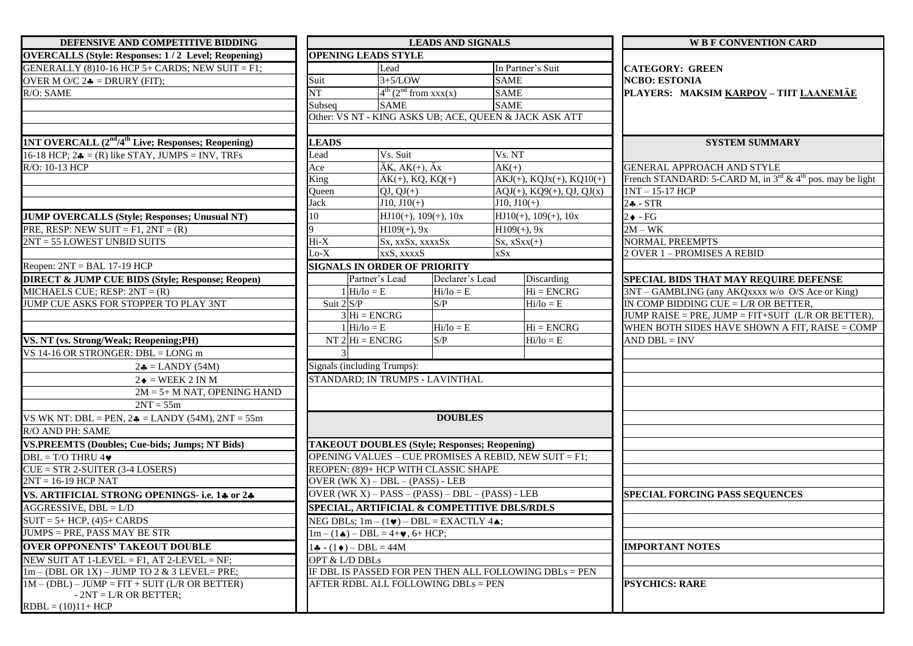## DEFENSIVE AND COMPETITIVE BIDDING

### OVERCALLS (Style: Responses: 1 / 2 Level; Reopening)

GENERALLY (8)10-16 HCP 5+ CARDS; NEW SUIT = F1;
OVER M O/C 2♣ = DRURY (FIT);
R/O: SAME

### 1NT OVERCALL (2nd/4th Live; Responses; Reopening)

16-18 HCP; 2♣ = (R) like STAY, JUMPS = INV, TRFs
R/O: 10-13 HCP

### JUMP OVERCALLS (Style; Responses; Unusual NT)

PRE, RESP: NEW SUIT = F1, 2NT = (R)
2NT = 55 LOWEST UNBID SUITS

Reopen: 2NT = BAL 17-19 HCP

### DIRECT & JUMP CUE BIDS (Style; Response; Reopen)

MICHAELS CUE; RESP: 2NT = (R)
JUMP CUE ASKS FOR STOPPER TO PLAY 3NT

### VS. NT (vs. Strong/Weak; Reopening;PH)

VS 14-16 OR STRONGER: DBL = LONG m
2♣ = LANDY (54M)
2♦ = WEEK 2 IN M
2M = 5+ M NAT, OPENING HAND
2NT = 55m
VS WK NT: DBL = PEN, 2♣ = LANDY (54M), 2NT = 55m
R/O AND PH: SAME

### VS.PREEMTS (Doubles; Cue-bids; Jumps; NT Bids)

DBL = T/O THRU 4♥
CUE = STR 2-SUITER (3-4 LOSERS)
2NT = 16-19 HCP NAT

### VS. ARTIFICIAL STRONG OPENINGS- i.e. 1♣ or 2♣

AGGRESSIVE, DBL = L/D
SUIT = 5+ HCP, (4)5+ CARDS
JUMPS = PRE, PASS MAY BE STR

### OVER OPPONENTS' TAKEOUT DOUBLE

NEW SUIT AT 1-LEVEL = F1, AT 2-LEVEL = NF;
1m – (DBL OR 1X) – JUMP TO 2 & 3 LEVEL= PRE;
1M – (DBL) – JUMP = FIT + SUIT (L/R OR BETTER)
- 2NT = L/R OR BETTER;
RDBL = (10)11+ HCP

## LEADS AND SIGNALS

### OPENING LEADS STYLE

| | Lead | In Partner's Suit |
|---|---|---|
| Suit | 3+5/LOW | SAME |
| NT | 4th (2nd from xxx(x) | SAME |
| Subseq | SAME | SAME |

Other: VS NT - KING ASKS UB; ACE, QUEEN & JACK ASK ATT

### LEADS

| Lead | Vs. Suit | Vs. NT |
|---|---|---|
| Ace | ÄK, AK(+), Äx | AK(+) |
| King | ÄK(+), KQ, KQ(+) | AKJ(+), KQJx(+), KQ10(+) |
| Queen | QJ, QJ(+) | AQJ(+), KQ9(+), QJ, QJ(x) |
| Jack | J10, J10(+) | J10, J10(+) |
| 10 | HJ10(+), 109(+), 10x | HJ10(+), 109(+), 10x |
| 9 | H109(+), 9x | H109(+), 9x |
| Hi-X | Sx, xxSx, xxxxSx | Sx, xSxx(+) |
| Lo-X | xxS, xxxxS | xSx |

### SIGNALS IN ORDER OF PRIORITY

| | | Partner's Lead | Declarer's Lead | Discarding |
|---|---|---|---|---|
| Suit | 1 | Hi/lo = E | Hi/lo = E | Hi = ENCRG |
| | 2 | S/P | S/P | Hi/lo = E |
| | 3 | Hi = ENCRG | | |
| NT | 1 | Hi/lo = E | Hi/lo = E | Hi = ENCRG |
| | 2 | Hi = ENCRG | S/P | Hi/lo = E |
| | 3 | | | |

Signals (including Trumps):
STANDARD; IN TRUMPS - LAVINTHAL

## DOUBLES

### TAKEOUT DOUBLES (Style; Responses; Reopening)

OPENING VALUES – CUE PROMISES A REBID, NEW SUIT = F1;
REOPEN: (8)9+ HCP WITH CLASSIC SHAPE
OVER (WK X) – DBL – (PASS) - LEB
OVER (WK X) – PASS – (PASS) – DBL – (PASS) - LEB

### SPECIAL, ARTIFICIAL & COMPETITIVE DBLS/RDLS

NEG DBLs; 1m – (1♥) – DBL = EXACTLY 4♠;
1m – (1♠) – DBL = 4+♥, 6+ HCP;
1♣ - (1♦) – DBL = 44M
OPT & L/D DBLs
IF DBL IS PASSED FOR PEN THEN ALL FOLLOWING DBLs = PEN
AFTER RDBL ALL FOLLOWING DBLs = PEN

## W B F CONVENTION CARD

**CATEGORY: GREEN**
**NCBO: ESTONIA**
**PLAYERS: MAKSIM KARPOV – TIIT LAANEMÄE**

## SYSTEM SUMMARY

GENERAL APPROACH AND STYLE
French STANDARD: 5-CARD M, in 3rd & 4th pos. may be light
1NT – 15-17 HCP
2♣ - STR
2♦ - FG
2M – WK
NORMAL PREEMPTS
2 OVER 1 – PROMISES A REBID

### SPECIAL BIDS THAT MAY REQUIRE DEFENSE

3NT – GAMBLING (any AKQxxxx w/o O/S Ace or King)
IN COMP BIDDING CUE = L/R OR BETTER,
JUMP RAISE = PRE, JUMP = FIT+SUIT (L/R OR BETTER),
WHEN BOTH SIDES HAVE SHOWN A FIT, RAISE = COMP
AND DBL = INV

### SPECIAL FORCING PASS SEQUENCES

### IMPORTANT NOTES

### PSYCHICS: RARE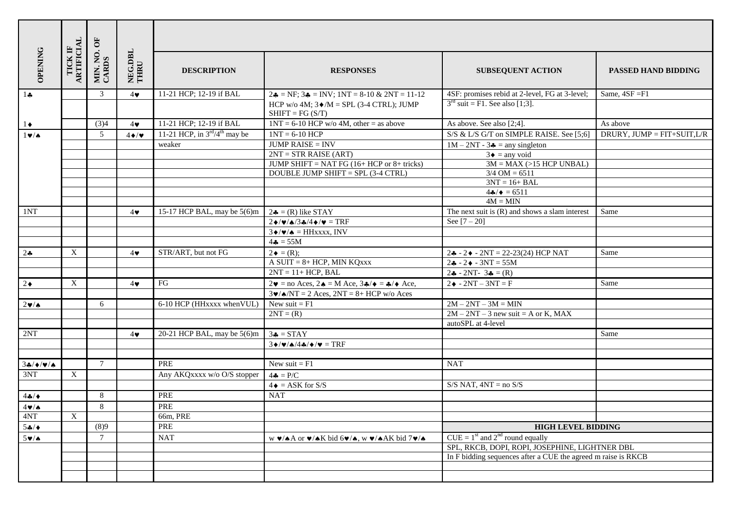| OPENING | TICK IF ARTIFICIAL | MIN. NO. OF CARDS | NEG.DBL THRU | DESCRIPTION | RESPONSES | SUBSEQUENT ACTION | PASSED HAND BIDDING |
|---|---|---|---|---|---|---|---|
| 1♣ | | 3 | 4♥ | 11-21 HCP; 12-19 if BAL | 2♣ = NF; 3♣ = INV; 1NT = 8-10 & 2NT = 11-12 | 4SF: promises rebid at 2-level, FG at 3-level; | Same, 4SF =F1 |
| | | | | | HCP w/o 4M; 3♦/M = SPL (3-4 CTRL); JUMP SHIFT = FG (S/T) | 3rd suit = F1. See also [1;3]. | |
| 1♦ | | (3)4 | 4♥ | 11-21 HCP; 12-19 if BAL | 1NT = 6-10 HCP w/o 4M, other = as above | As above. See also [2;4]. | As above |
| 1♥/♠ | | 5 | 4♦/♥ | 11-21 HCP, in 3rd/4th may be | 1NT = 6-10 HCP | S/S & L/S G/T on SIMPLE RAISE. See [5;6] | DRURY, JUMP = FIT+SUIT,L/R |
| | | | | weaker | JUMP RAISE = INV | 1M – 2NT - 3♣ = any singleton | |
| | | | | | 2NT = STR RAISE (ART) | 3♦ = any void | |
| | | | | | JUMP SHIFT = NAT FG (16+ HCP or 8+ tricks) | 3M = MAX (>15 HCP UNBAL) | |
| | | | | | DOUBLE JUMP SHIFT = SPL (3-4 CTRL) | 3/4 OM = 6511 | |
| | | | | | | 3NT = 16+ BAL | |
| | | | | | | 4♣/♦ = 6511 | |
| | | | | | | 4M = MIN | |
| 1NT | | | 4♥ | 15-17 HCP BAL, may be 5(6)m | 2♣ = (R) like STAY | The next suit is (R) and shows a slam interest | Same |
| | | | | | 2♦/♥/♠/3♣/4♦/♥ = TRF | See [7 – 20] | |
| | | | | | 3♦/♥/♠ = HHxxxx, INV | | |
| | | | | | 4♣ = 55M | | |
| 2♣ | X | | 4♥ | STR/ART, but not FG | 2♦ = (R); | 2♣ - 2♦ - 2NT = 22-23(24) HCP NAT | Same |
| | | | | | A SUIT = 8+ HCP, MIN KQxxx | 2♣ - 2♦ - 3NT = 55M | |
| | | | | | 2NT = 11+ HCP, BAL | 2♣ - 2NT- 3♣ = (R) | |
| 2♦ | X | | 4♥ | FG | 2♥ = no Aces, 2♠ = M Ace, 3♣/♦ = ♣/♦ Ace, | 2♦ - 2NT – 3NT = F | Same |
| | | | | | 3♥/♠/NT = 2 Aces, 2NT = 8+ HCP w/o Aces | | |
| 2♥/♠ | | 6 | | 6-10 HCP (HHxxxx whenVUL) | New suit = F1 | 2M – 2NT – 3M = MIN | |
| | | | | | 2NT = (R) | 2M – 2NT – 3 new suit = A or K, MAX | |
| | | | | | | autoSPL at 4-level | |
| 2NT | | | 4♥ | 20-21 HCP BAL, may be 5(6)m | 3♣ = STAY | | Same |
| | | | | | 3♦/♥/♠/4♣/♦/♥ = TRF | | |
| | | | | | | | |
| 3♣/♦/♥/♠ | | 7 | | PRE | New suit = F1 | NAT | |
| 3NT | X | | | Any AKQxxxx w/o O/S stopper | 4♣ = P/C | | |
| | | | | | 4♦ = ASK for S/S | S/S NAT, 4NT = no S/S | |
| 4♣/♦ | | 8 | | PRE | NAT | | |
| 4♥/♠ | | 8 | | PRE | | | |
| 4NT | X | | | 66m, PRE | | | |
| 5♣/♦ | | (8)9 | | PRE | | **HIGH LEVEL BIDDING** | |
| 5♥/♠ | | 7 | | NAT | w ♥/♠A or ♥/♠K bid 6♥/♠, w ♥/♠AK bid 7♥/♠ | CUE = 1st and 2nd round equally | |
| | | | | | | SPL, RKCB, DOPI, ROPI, JOSEPHINE, LIGHTNER DBL | |
| | | | | | | In F bidding sequences after a CUE the agreed m raise is RKCB | |
| | | | | | | | |
| | | | | | | | |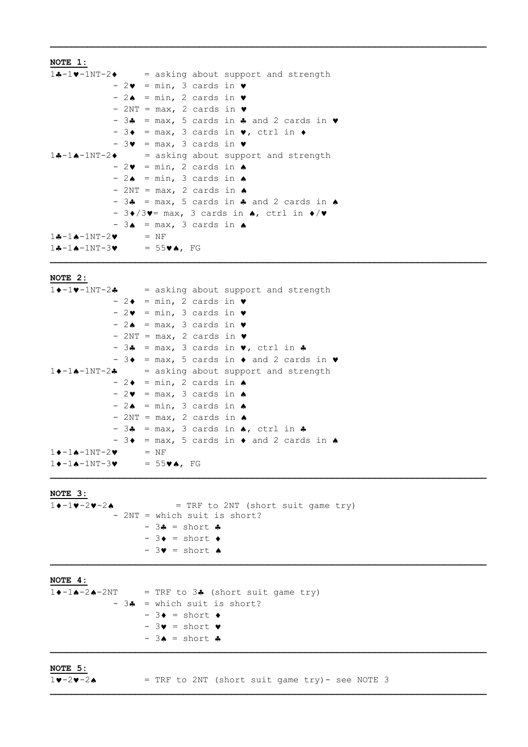**NOTE 1:**

```
1♣-1♥-1NT-2♦       = asking about support and strength
            - 2♥  = min, 3 cards in ♥
            - 2♠  = min, 2 cards in ♥
            - 2NT = max, 2 cards in ♥
            - 3♣  = max, 5 cards in ♣ and 2 cards in ♥
            - 3♦  = max, 3 cards in ♥, ctrl in ♦
            - 3♥  = max, 3 cards in ♥
1♣-1♠-1NT-2♦       = asking about support and strength
            - 2♥  = min, 2 cards in ♠
            - 2♠  = min, 3 cards in ♠
            - 2NT = max, 2 cards in ♠
            - 3♣  = max, 5 cards in ♣ and 2 cards in ♠
            - 3♦/3♥= max, 3 cards in ♠, ctrl in ♦/♥
            - 3♠  = max, 3 cards in ♠
1♣-1♠-1NT-2♥       = NF
1♣-1♠-1NT-3♥       = 55♥♠, FG
```

**NOTE 2:**

```
1♦-1♥-1NT-2♣       = asking about support and strength
            - 2♦  = min, 2 cards in ♥
            - 2♥  = min, 3 cards in ♥
            - 2♠  = max, 3 cards in ♥
            - 2NT = max, 2 cards in ♥
            - 3♣  = max, 3 cards in ♥, ctrl in ♣
            - 3♦  = max, 5 cards in ♦ and 2 cards in ♥
1♦-1♠-1NT-2♣       = asking about support and strength
            - 2♦  = min, 2 cards in ♠
            - 2♥  = max, 3 cards in ♠
            - 2♠  = min, 3 cards in ♠
            - 2NT = max, 2 cards in ♠
            - 3♣  = max, 3 cards in ♠, ctrl in ♣
            - 3♦  = max, 5 cards in ♦ and 2 cards in ♠
1♦-1♠-1NT-2♥       = NF
1♦-1♠-1NT-3♥       = 55♥♠, FG
```

**NOTE 3:**

```
1♦-1♥-2♥-2♠              = TRF to 2NT (short suit game try)
            - 2NT = which suit is short?
                 - 3♣ = short ♣
                 - 3♦ = short ♦
                 - 3♥ = short ♠
```

**NOTE 4:**

```
1♦-1♠-2♠-2NT       = TRF to 3♣ (short suit game try)
            - 3♣  = which suit is short?
                 - 3♦ = short ♦
                 - 3♥ = short ♥
                 - 3♠ = short ♣
```

**NOTE 5:**

```
1♥-2♥-2♠           = TRF to 2NT (short suit game try)- see NOTE 3
```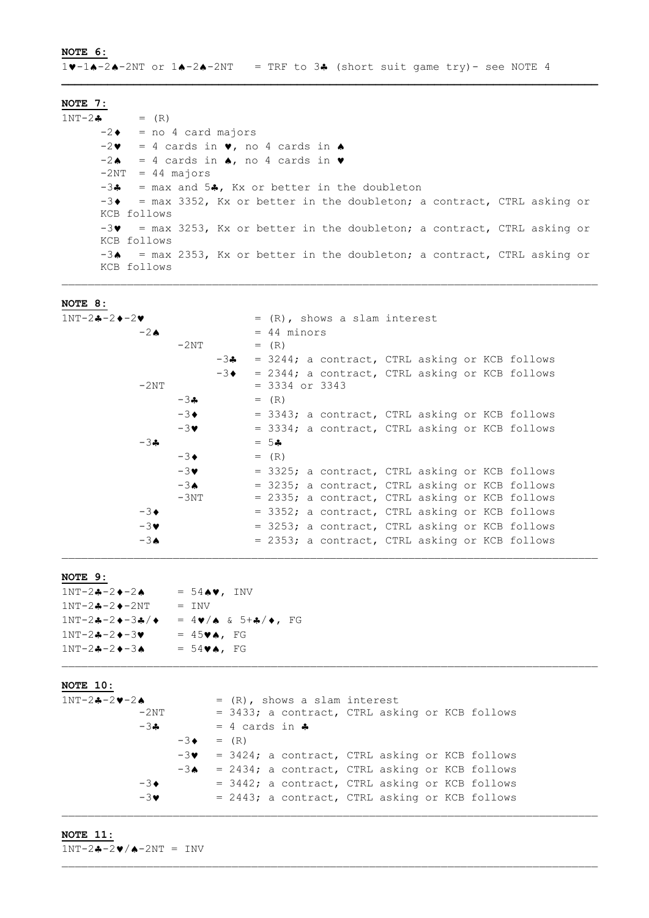**NOTE 6:**

1♥-1♠-2♠-2NT or 1♠-2♠-2NT = TRF to 3♣ (short suit game try)- see NOTE 4

---

**NOTE 7:**

```
1NT-2♣      = (R)
     -2♦   = no 4 card majors
     -2♥   = 4 cards in ♥, no 4 cards in ♠
     -2♠   = 4 cards in ♠, no 4 cards in ♥
     -2NT  = 44 majors
     -3♣   = max and 5♣, Kx or better in the doubleton
     -3♦   = max 3352, Kx or better in the doubleton; a contract, CTRL asking or
     KCB follows
     -3♥   = max 3253, Kx or better in the doubleton; a contract, CTRL asking or
     KCB follows
     -3♠   = max 2353, Kx or better in the doubleton; a contract, CTRL asking or
     KCB follows
```

---

**NOTE 8:**

```
1NT-2♣-2♦-2♥                   = (R), shows a slam interest
          -2♠                  = 44 minors
               -2NT            = (R)
                    -3♣        = 3244; a contract, CTRL asking or KCB follows
                    -3♦        = 2344; a contract, CTRL asking or KCB follows
          -2NT                 = 3334 or 3343
               -3♣             = (R)
               -3♦             = 3343; a contract, CTRL asking or KCB follows
               -3♥             = 3334; a contract, CTRL asking or KCB follows
          -3♣                  = 5♣
               -3♦             = (R)
               -3♥             = 3325; a contract, CTRL asking or KCB follows
               -3♠             = 3235; a contract, CTRL asking or KCB follows
               -3NT            = 2335; a contract, CTRL asking or KCB follows
          -3♦                  = 3352; a contract, CTRL asking or KCB follows
          -3♥                  = 3253; a contract, CTRL asking or KCB follows
          -3♠                  = 2353; a contract, CTRL asking or KCB follows
```

---

**NOTE 9:**

```
1NT-2♣-2♦-2♠      = 54♠♥, INV
1NT-2♣-2♦-2NT     = INV
1NT-2♣-2♦-3♣/♦    = 4♥/♠ & 5+♣/♦, FG
1NT-2♣-2♦-3♥      = 45♥♠, FG
1NT-2♣-2♦-3♠      = 54♥♠, FG
```

---

**NOTE 10:**

```
1NT-2♣-2♥-2♠              = (R), shows a slam interest
          -2NT            = 3433; a contract, CTRL asking or KCB follows
          -3♣             = 4 cards in ♣
               -3♦   = (R)
               -3♥   = 3424; a contract, CTRL asking or KCB follows
               -3♠   = 2434; a contract, CTRL asking or KCB follows
          -3♦             = 3442; a contract, CTRL asking or KCB follows
          -3♥             = 2443; a contract, CTRL asking or KCB follows
```

---

**NOTE 11:**

1NT-2♣-2♥/♠-2NT = INV

---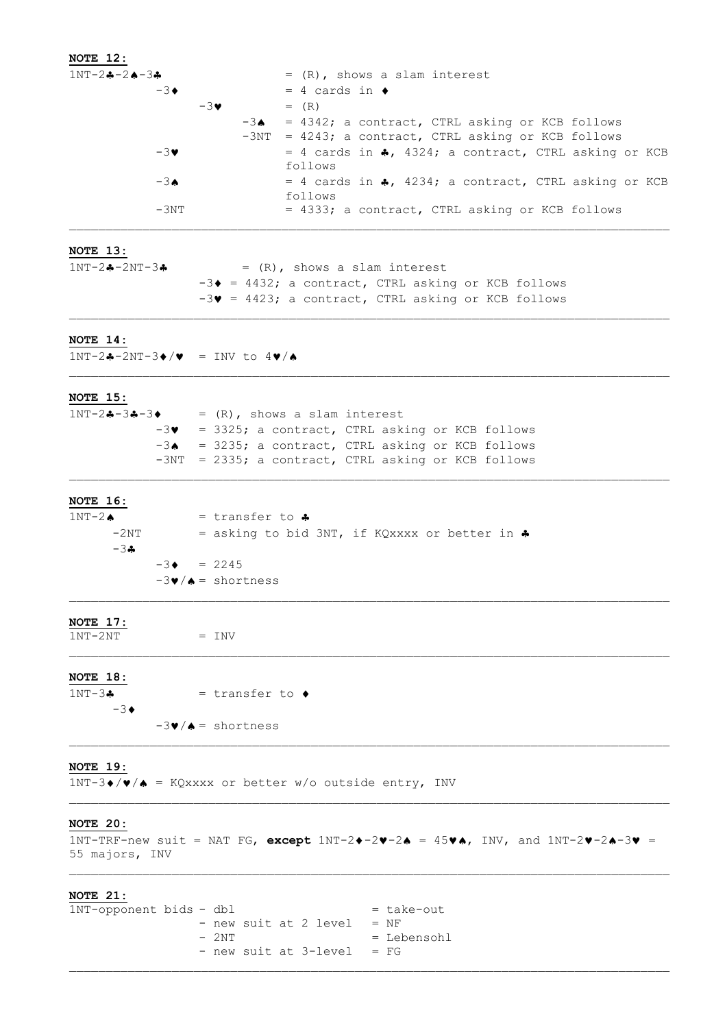**NOTE 12:**

```
1NT-2♣-2♠-3♣              = (R), shows a slam interest
          -3♦             = 4 cards in ♦
              -3♥         = (R)
                  -3♠     = 4342; a contract, CTRL asking or KCB follows
                  -3NT    = 4243; a contract, CTRL asking or KCB follows
          -3♥             = 4 cards in ♣, 4324; a contract, CTRL asking or KCB
                            follows
          -3♠             = 4 cards in ♣, 4234; a contract, CTRL asking or KCB
                            follows
          -3NT            = 4333; a contract, CTRL asking or KCB follows
```

---

**NOTE 13:**

```
1NT-2♣-2NT-3♣          = (R), shows a slam interest
              -3♦ = 4432; a contract, CTRL asking or KCB follows
              -3♥ = 4423; a contract, CTRL asking or KCB follows
```

---

**NOTE 14:**

1NT-2♣-2NT-3♦/♥ = INV to 4♥/♠

---

**NOTE 15:**

```
1NT-2♣-3♣-3♦     = (R), shows a slam interest
          -3♥   = 3325; a contract, CTRL asking or KCB follows
          -3♠   = 3235; a contract, CTRL asking or KCB follows
          -3NT  = 2335; a contract, CTRL asking or KCB follows
```

---

**NOTE 16:**

```
1NT-2♠            = transfer to ♣
     -2NT         = asking to bid 3NT, if KQxxxx or better in ♣
     -3♣
         -3♦   = 2245
         -3♥/♠ = shortness
```

---

**NOTE 17:**

1NT-2NT = INV

---

**NOTE 18:**

```
1NT-3♣            = transfer to ♦
     -3♦
         -3♥/♠ = shortness
```

---

**NOTE 19:**

1NT-3♦/♥/♠ = KQxxxx or better w/o outside entry, INV

---

**NOTE 20:**

1NT-TRF-new suit = NAT FG, **except** 1NT-2♦-2♥-2♠ = 45♥♠, INV, and 1NT-2♥-2♠-3♥ = 55 majors, INV

---

**NOTE 21:**

```
1NT-opponent bids - dbl                  = take-out
                  - new suit at 2 level  = NF
                  - 2NT                  = Lebensohl
                  - new suit at 3-level  = FG
```

---